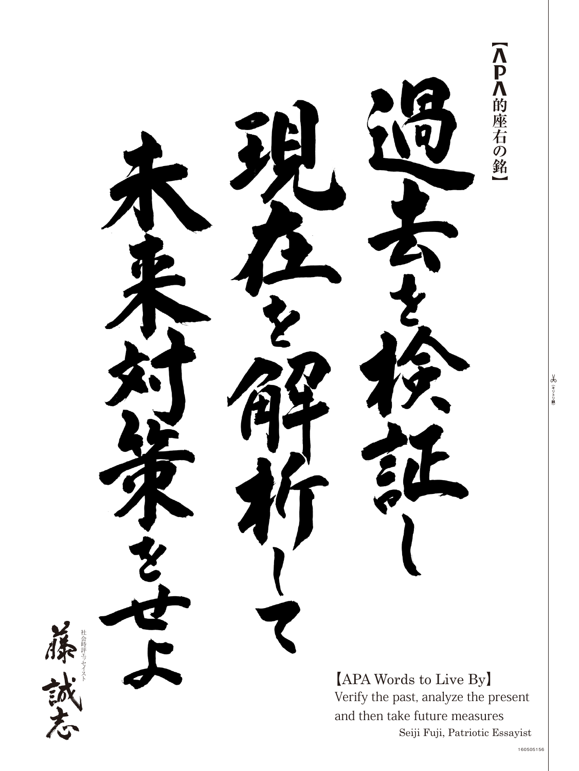【APA的座右の銘】

過去を検証し
現在を解析して
未来対策をせよ

社会時評エッセイスト
藤 誠志

【APA Words to Live By】
Verify the past, analyze the present
and then take future measures
Seiji Fuji, Patriotic Essayist

（キリトリ線）

160505156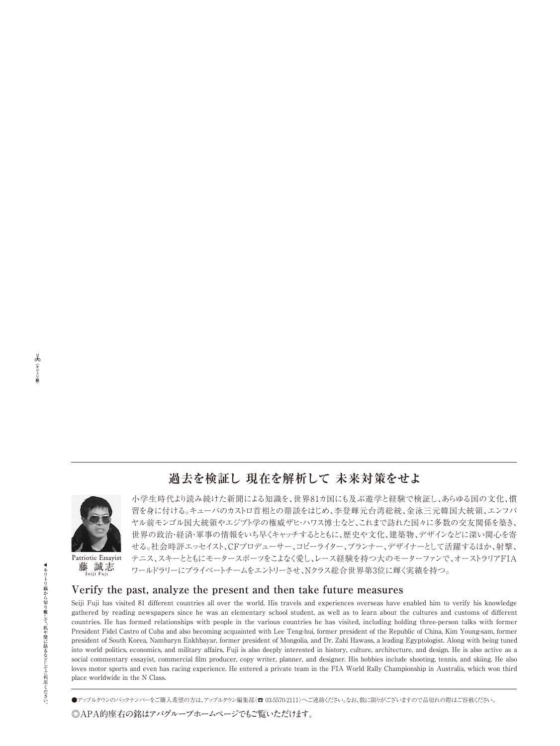## 過去を検証し 現在を解析して 未来対策をせよ

Patriotic Essayist
藤 誠志
Seiji Fuji

小学生時代より読み続けた新聞による知識を、世界81カ国にも及ぶ遊学と経験で検証し、あらゆる国の文化、慣習を身に付ける。キューバのカストロ首相との鼎談をはじめ、李登輝元台湾総統、金泳三元韓国大統領、エンフバヤル前モンゴル国大統領やエジプト学の権威ザヒ・ハワス博士など、これまで訪れた国々に多数の交友関係を築き、世界の政治・経済・軍事の情報をいち早くキャッチするとともに、歴史や文化、建築物、デザインなどに深い関心を寄せる。社会時評エッセイスト、CFプロデューサー、コピーライター、プランナー、デザイナーとして活躍するほか、射撃、テニス、スキーとともにモータースポーツをこよなく愛し、レース経験を持つ大のモーターファンで、オーストラリアFIAワールドラリーにプライベートチームをエントリーさせ、Nクラス総合世界第3位に輝く実績を持つ。

## Verify the past, analyze the present and then take future measures

Seiji Fuji has visited 81 different countries all over the world. His travels and experiences overseas have enabled him to verify his knowledge gathered by reading newspapers since he was an elementary school student, as well as to learn about the cultures and customs of different countries. He has formed relationships with people in the various countries he has visited, including holding three-person talks with former President Fidel Castro of Cuba and also becoming acquainted with Lee Teng-hui, former president of the Republic of China, Kim Young-sam, former president of South Korea, Nambaryn Enkhbayar, former president of Mongolia, and Dr. Zahi Hawass, a leading Egyptologist. Along with being tuned into world politics, economics, and military affairs, Fuji is also deeply interested in history, culture, architecture, and design. He is also active as a social commentary essayist, commercial film producer, copy writer, planner, and designer. His hobbies include shooting, tennis, and skiing. He also loves motor sports and even has racing experience. He entered a private team in the FIA World Rally Championship in Australia, which won third place worldwide in the N Class.

●アップルタウンのバックナンバーをご購入希望の方は、アップルタウン編集部（☎ 03-5570-2111）へご連絡ください。なお、数に限りがございますので品切れの際はご容赦ください。

◎APA的座右の銘はアパグループホームページでもご覧いただけます。

◀キリトリ線から切り離して、机や壁に貼るなどしてご利用ください。